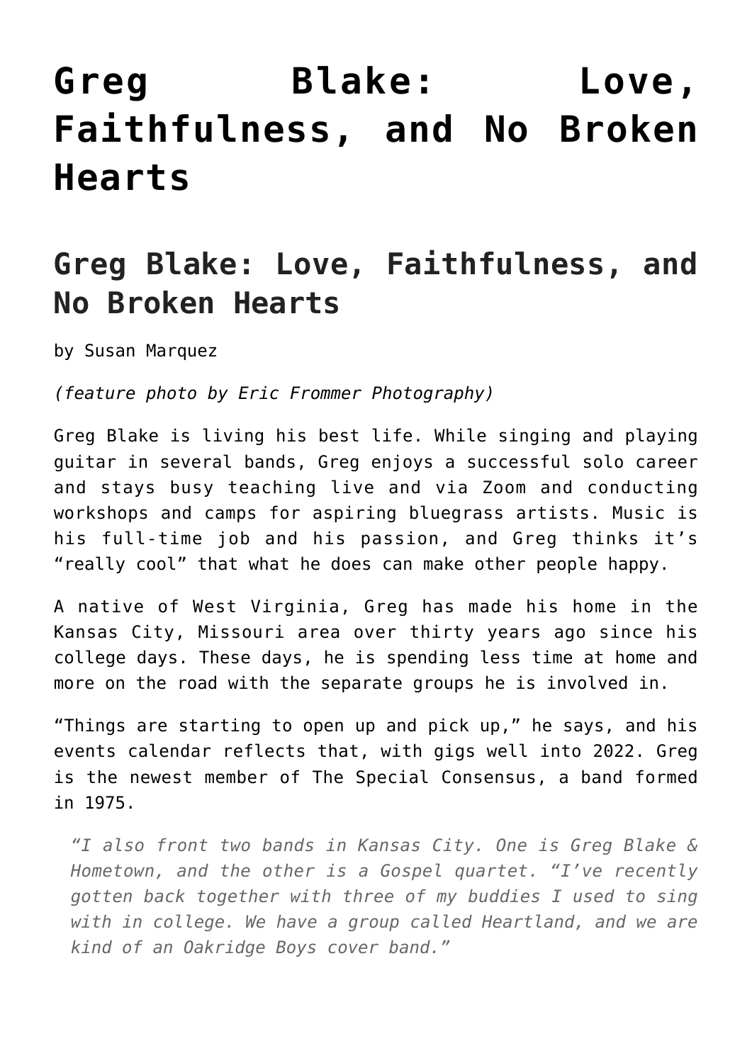# Greg Blake: Love, Faithfulness, and No Broken Hearts

## Greg Blake: Love, Faithfulness, and No Broken Hearts

by Susan Marquez

*(feature photo by Eric Frommer Photography)*

Greg Blake is living his best life. While singing and playing guitar in several bands, Greg enjoys a successful solo career and stays busy teaching live and via Zoom and conducting workshops and camps for aspiring bluegrass artists. Music is his full-time job and his passion, and Greg thinks it's "really cool" that what he does can make other people happy.

A native of West Virginia, Greg has made his home in the Kansas City, Missouri area over thirty years ago since his college days. These days, he is spending less time at home and more on the road with the separate groups he is involved in.

"Things are starting to open up and pick up," he says, and his events calendar reflects that, with gigs well into 2022. Greg is the newest member of The Special Consensus, a band formed in 1975.

> *"I also front two bands in Kansas City. One is Greg Blake & Hometown, and the other is a Gospel quartet. "I've recently gotten back together with three of my buddies I used to sing with in college. We have a group called Heartland, and we are kind of an Oakridge Boys cover band."*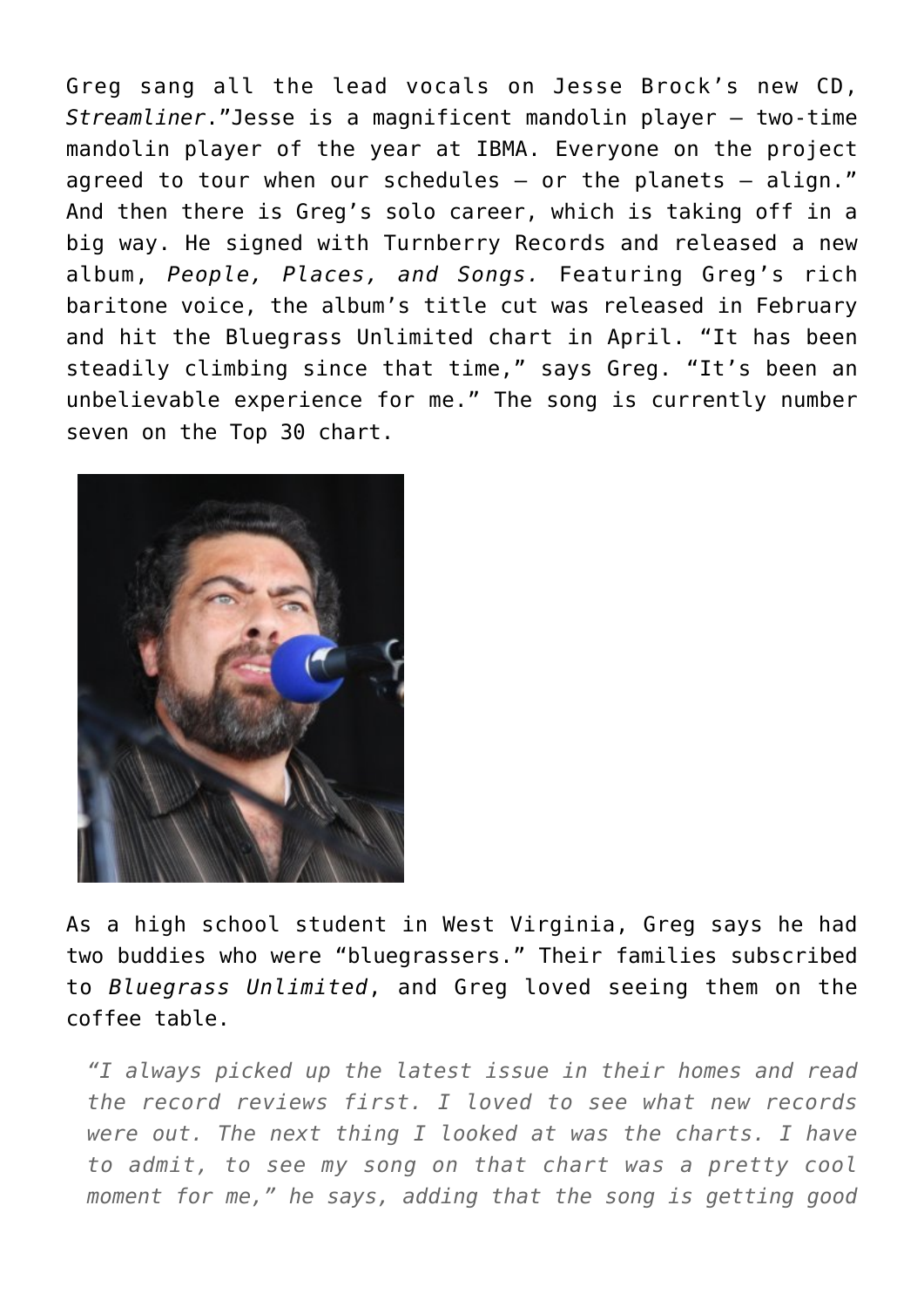Greg sang all the lead vocals on Jesse Brock's new CD, *Streamliner*."Jesse is a magnificent mandolin player – two-time mandolin player of the year at IBMA. Everyone on the project agreed to tour when our schedules – or the planets – align." And then there is Greg's solo career, which is taking off in a big way. He signed with Turnberry Records and released a new album, *People, Places, and Songs.* Featuring Greg's rich baritone voice, the album's title cut was released in February and hit the Bluegrass Unlimited chart in April. "It has been steadily climbing since that time," says Greg. "It's been an unbelievable experience for me." The song is currently number seven on the Top 30 chart.

As a high school student in West Virginia, Greg says he had two buddies who were "bluegrassers." Their families subscribed to *Bluegrass Unlimited*, and Greg loved seeing them on the coffee table.

> *"I always picked up the latest issue in their homes and read the record reviews first. I loved to see what new records were out. The next thing I looked at was the charts. I have to admit, to see my song on that chart was a pretty cool moment for me," he says, adding that the song is getting good*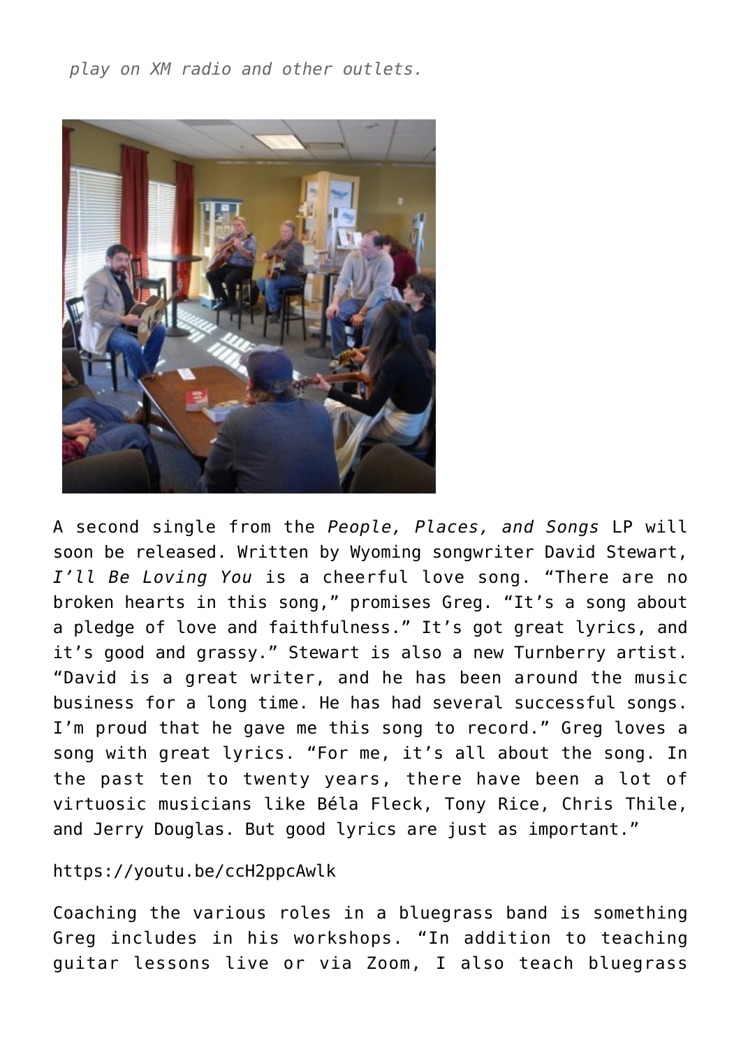*play on XM radio and other outlets.*

A second single from the *People, Places, and Songs* LP will soon be released. Written by Wyoming songwriter David Stewart, *I'll Be Loving You* is a cheerful love song. "There are no broken hearts in this song," promises Greg. "It's a song about a pledge of love and faithfulness." It's got great lyrics, and it's good and grassy." Stewart is also a new Turnberry artist. "David is a great writer, and he has been around the music business for a long time. He has had several successful songs. I'm proud that he gave me this song to record." Greg loves a song with great lyrics. "For me, it's all about the song. In the past ten to twenty years, there have been a lot of virtuosic musicians like Béla Fleck, Tony Rice, Chris Thile, and Jerry Douglas. But good lyrics are just as important."

https://youtu.be/ccH2ppcAwlk

Coaching the various roles in a bluegrass band is something Greg includes in his workshops. "In addition to teaching guitar lessons live or via Zoom, I also teach bluegrass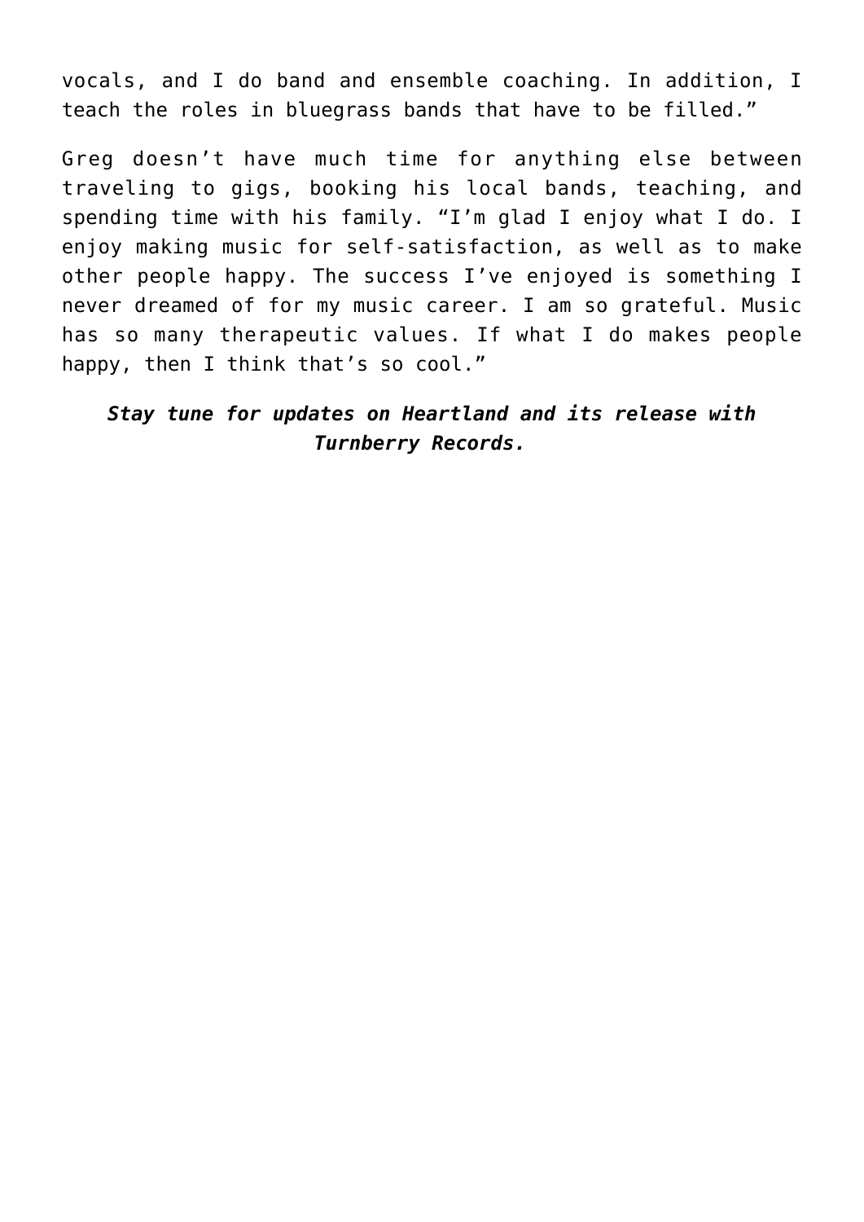vocals, and I do band and ensemble coaching. In addition, I teach the roles in bluegrass bands that have to be filled."

Greg doesn't have much time for anything else between traveling to gigs, booking his local bands, teaching, and spending time with his family. "I'm glad I enjoy what I do. I enjoy making music for self-satisfaction, as well as to make other people happy. The success I've enjoyed is something I never dreamed of for my music career. I am so grateful. Music has so many therapeutic values. If what I do makes people happy, then I think that's so cool."

***Stay tune for updates on Heartland and its release with Turnberry Records.***